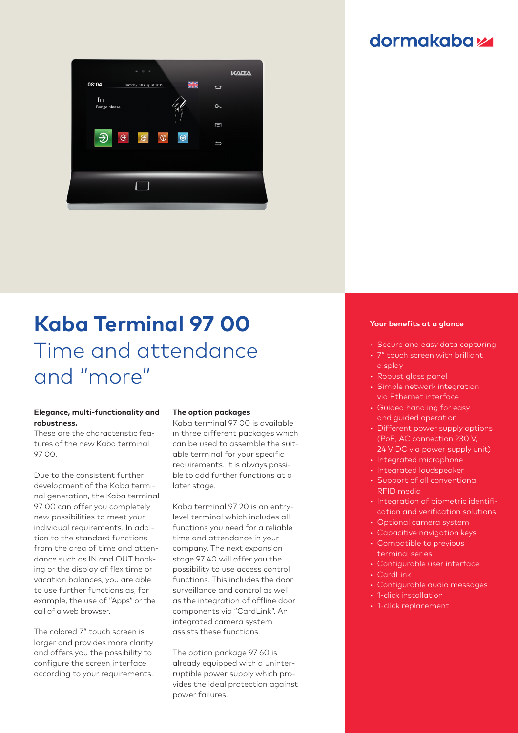# Kaba Terminal 97 00

## Time and attendance and "more"

**Elegance, multi-functionality and robustness.**

These are the characteristic features of the new Kaba terminal 97 00.

Due to the consistent further development of the Kaba terminal generation, the Kaba terminal 97 00 can offer you completely new possibilities to meet your individual requirements. In addition to the standard functions from the area of time and attendance such as IN and OUT booking or the display of flexitime or vacation balances, you are able to use further functions as, for example, the use of "Apps" or the call of a web browser.

The colored 7" touch screen is larger and provides more clarity and offers you the possibility to configure the screen interface according to your requirements.

**The option packages**

Kaba terminal 97 00 is available in three different packages which can be used to assemble the suitable terminal for your specific requirements. It is always possible to add further functions at a later stage.

Kaba terminal 97 20 is an entry-level terminal which includes all functions you need for a reliable time and attendance in your company. The next expansion stage 97 40 will offer you the possibility to use access control functions. This includes the door surveillance and control as well as the integration of offline door components via "CardLink". An integrated camera system assists these functions.

The option package 97 60 is already equipped with a uninterruptible power supply which provides the ideal protection against power failures.

**Your benefits at a glance**

- Secure and easy data capturing
- 7" touch screen with brilliant display
- Robust glass panel
- Simple network integration via Ethernet interface
- Guided handling for easy and guided operation
- Different power supply options (PoE, AC connection 230 V, 24 V DC via power supply unit)
- Integrated microphone
- Integrated loudspeaker
- Support of all conventional RFID media
- Integration of biometric identification and verification solutions
- Optional camera system
- Capacitive navigation keys
- Compatible to previous terminal series
- Configurable user interface
- CardLink
- Configurable audio messages
- 1-click installation
- 1-click replacement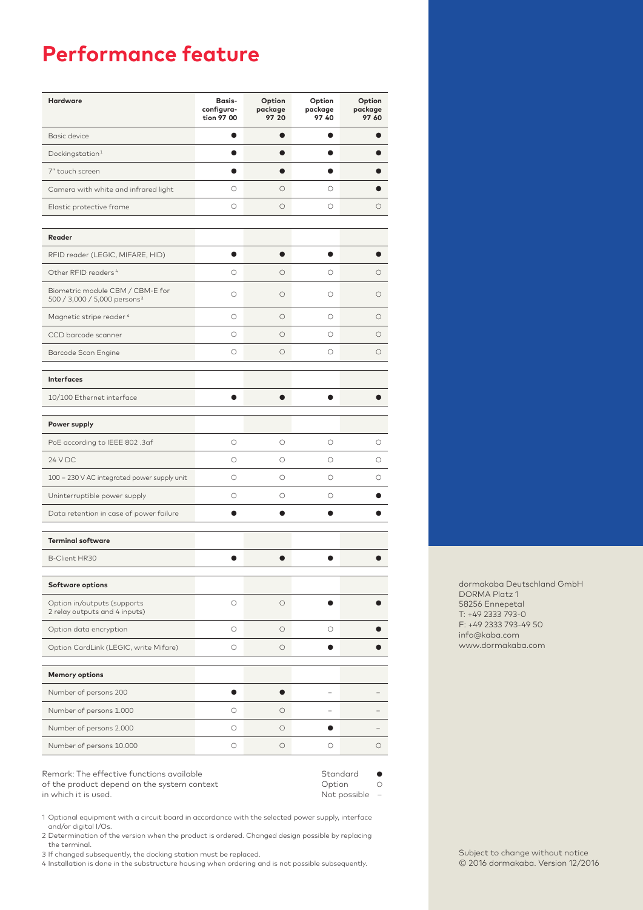# Performance feature

| Hardware | Basis-configuration 97 00 | Option package 97 20 | Option package 97 40 | Option package 97 60 |
|---|---|---|---|---|
| Basic device | ● | ● | ● | ● |
| Dockingstation[1] | ● | ● | ● | ● |
| 7" touch screen | ● | ● | ● | ● |
| Camera with white and infrared light | ○ | ○ | ○ | ● |
| Elastic protective frame | ○ | ○ | ○ | ○ |
| **Reader** | | | | |
| RFID reader (LEGIC, MIFARE, HID) | ● | ● | ● | ● |
| Other RFID readers[4] | ○ | ○ | ○ | ○ |
| Biometric module CBM / CBM-E for 500 / 3,000 / 5,000 persons[2] | ○ | ○ | ○ | ○ |
| Magnetic stripe reader[4] | ○ | ○ | ○ | ○ |
| CCD barcode scanner | ○ | ○ | ○ | ○ |
| Barcode Scan Engine | ○ | ○ | ○ | ○ |
| **Interfaces** | | | | |
| 10/100 Ethernet interface | ● | ● | ● | ● |
| **Power supply** | | | | |
| PoE according to IEEE 802 .3af | ○ | ○ | ○ | ○ |
| 24 V DC | ○ | ○ | ○ | ○ |
| 100 – 230 V AC integrated power supply unit | ○ | ○ | ○ | ○ |
| Uninterruptible power supply | ○ | ○ | ○ | ● |
| Data retention in case of power failure | ● | ● | ● | ● |
| **Terminal software** | | | | |
| B-Client HR30 | ● | ● | ● | ● |
| **Software options** | | | | |
| Option in/outputs (supports 2 relay outputs and 4 inputs) | ○ | ○ | ● | ● |
| Option data encryption | ○ | ○ | ○ | ● |
| Option CardLink (LEGIC, write Mifare) | ○ | ○ | ● | ● |
| **Memory options** | | | | |
| Number of persons 200 | ● | ● | – | – |
| Number of persons 1.000 | ○ | ○ | – | – |
| Number of persons 2.000 | ○ | ○ | ● | – |
| Number of persons 10.000 | ○ | ○ | ○ | ○ |

Remark: The effective functions available of the product depend on the system context in which it is used.

Standard ●
Option ○
Not possible –

1 Optional equipment with a circuit board in accordance with the selected power supply, interface and/or digital I/Os.
2 Determination of the version when the product is ordered. Changed design possible by replacing the terminal.
3 If changed subsequently, the docking station must be replaced.
4 Installation is done in the substructure housing when ordering and is not possible subsequently.

dormakaba Deutschland GmbH
DORMA Platz 1
58256 Ennepetal
T: +49 2333 793-0
F: +49 2333 793-49 50
info@kaba.com
www.dormakaba.com

Subject to change without notice
© 2016 dormakaba. Version 12/2016